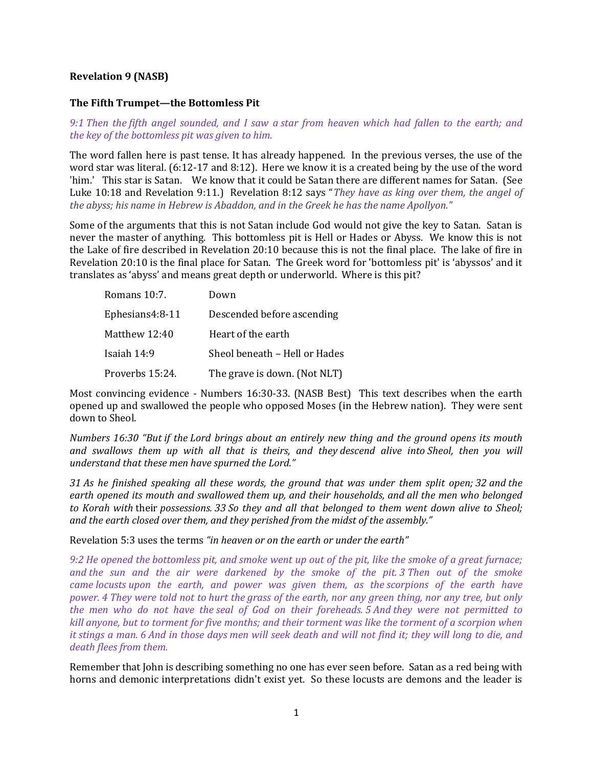**Revelation 9 (NASB)**

**The Fifth Trumpet—the Bottomless Pit**

*9:1 Then the fifth angel sounded, and I saw a star from heaven which had fallen to the earth; and the key of the bottomless pit was given to him.*

The word fallen here is past tense. It has already happened. In the previous verses, the use of the word star was literal. (6:12-17 and 8:12). Here we know it is a created being by the use of the word 'him.' This star is Satan. We know that it could be Satan there are different names for Satan. (See Luke 10:18 and Revelation 9:11.) Revelation 8:12 says "*They have as king over them, the angel of the abyss; his name in Hebrew is Abaddon, and in the Greek he has the name Apollyon."*

Some of the arguments that this is not Satan include God would not give the key to Satan. Satan is never the master of anything. This bottomless pit is Hell or Hades or Abyss. We know this is not the Lake of fire described in Revelation 20:10 because this is not the final place. The lake of fire in Revelation 20:10 is the final place for Satan. The Greek word for 'bottomless pit' is 'abyssos' and it translates as 'abyss' and means great depth or underworld. Where is this pit?

| | |
|---|---|
| Romans 10:7. | Down |
| Ephesians4:8-11 | Descended before ascending |
| Matthew 12:40 | Heart of the earth |
| Isaiah 14:9 | Sheol beneath – Hell or Hades |
| Proverbs 15:24. | The grave is down. (Not NLT) |

Most convincing evidence - Numbers 16:30-33. (NASB Best) This text describes when the earth opened up and swallowed the people who opposed Moses (in the Hebrew nation). They were sent down to Sheol.

*Numbers 16:30 "But if the Lord brings about an entirely new thing and the ground opens its mouth and swallows them up with all that is theirs, and they descend alive into Sheol, then you will understand that these men have spurned the Lord."*

*31 As he finished speaking all these words, the ground that was under them split open; 32 and the earth opened its mouth and swallowed them up, and their households, and all the men who belonged to Korah with* their *possessions. 33 So they and all that belonged to them went down alive to Sheol; and the earth closed over them, and they perished from the midst of the assembly."*

Revelation 5:3 uses the terms *"in heaven or on the earth or under the earth"*

*9:2 He opened the bottomless pit, and smoke went up out of the pit, like the smoke of a great furnace; and the sun and the air were darkened by the smoke of the pit. 3 Then out of the smoke came locusts upon the earth, and power was given them, as the scorpions of the earth have power. 4 They were told not to hurt the grass of the earth, nor any green thing, nor any tree, but only the men who do not have the seal of God on their foreheads. 5 And they were not permitted to kill anyone, but to torment for five months; and their torment was like the torment of a scorpion when it stings a man. 6 And in those days men will seek death and will not find it; they will long to die, and death flees from them.*

Remember that John is describing something no one has ever seen before. Satan as a red being with horns and demonic interpretations didn't exist yet. So these locusts are demons and the leader is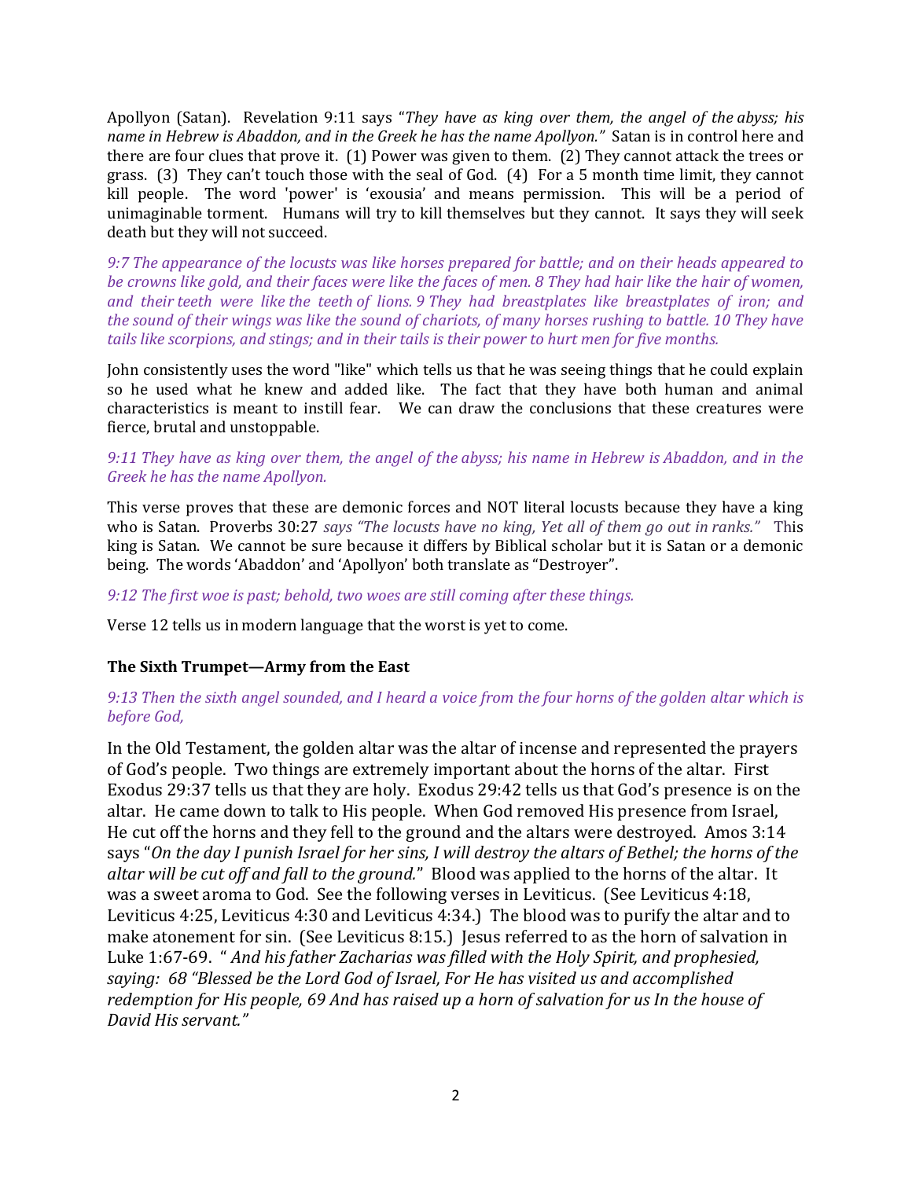Apollyon (Satan). Revelation 9:11 says "*They have as king over them, the angel of the abyss; his name in Hebrew is Abaddon, and in the Greek he has the name Apollyon."* Satan is in control here and there are four clues that prove it. (1) Power was given to them. (2) They cannot attack the trees or grass. (3) They can't touch those with the seal of God. (4) For a 5 month time limit, they cannot kill people. The word 'power' is 'exousia' and means permission. This will be a period of unimaginable torment. Humans will try to kill themselves but they cannot. It says they will seek death but they will not succeed.

*9:7 The appearance of the locusts was like horses prepared for battle; and on their heads appeared to be crowns like gold, and their faces were like the faces of men. 8 They had hair like the hair of women, and their teeth were like the teeth of lions. 9 They had breastplates like breastplates of iron; and the sound of their wings was like the sound of chariots, of many horses rushing to battle. 10 They have tails like scorpions, and stings; and in their tails is their power to hurt men for five months.*

John consistently uses the word "like" which tells us that he was seeing things that he could explain so he used what he knew and added like. The fact that they have both human and animal characteristics is meant to instill fear. We can draw the conclusions that these creatures were fierce, brutal and unstoppable.

*9:11 They have as king over them, the angel of the abyss; his name in Hebrew is Abaddon, and in the Greek he has the name Apollyon.*

This verse proves that these are demonic forces and NOT literal locusts because they have a king who is Satan. Proverbs 30:27 *says "The locusts have no king, Yet all of them go out in ranks."* This king is Satan. We cannot be sure because it differs by Biblical scholar but it is Satan or a demonic being. The words 'Abaddon' and 'Apollyon' both translate as "Destroyer".

*9:12 The first woe is past; behold, two woes are still coming after these things.*

Verse 12 tells us in modern language that the worst is yet to come.

**The Sixth Trumpet—Army from the East**

*9:13 Then the sixth angel sounded, and I heard a voice from the four horns of the golden altar which is before God,*

In the Old Testament, the golden altar was the altar of incense and represented the prayers of God's people. Two things are extremely important about the horns of the altar. First Exodus 29:37 tells us that they are holy. Exodus 29:42 tells us that God's presence is on the altar. He came down to talk to His people. When God removed His presence from Israel, He cut off the horns and they fell to the ground and the altars were destroyed. Amos 3:14 says "*On the day I punish Israel for her sins, I will destroy the altars of Bethel; the horns of the altar will be cut off and fall to the ground.*" Blood was applied to the horns of the altar. It was a sweet aroma to God. See the following verses in Leviticus. (See Leviticus 4:18, Leviticus 4:25, Leviticus 4:30 and Leviticus 4:34.) The blood was to purify the altar and to make atonement for sin. (See Leviticus 8:15.) Jesus referred to as the horn of salvation in Luke 1:67-69. " *And his father Zacharias was filled with the Holy Spirit, and prophesied, saying: 68 "Blessed be the Lord God of Israel, For He has visited us and accomplished redemption for His people, 69 And has raised up a horn of salvation for us In the house of David His servant."*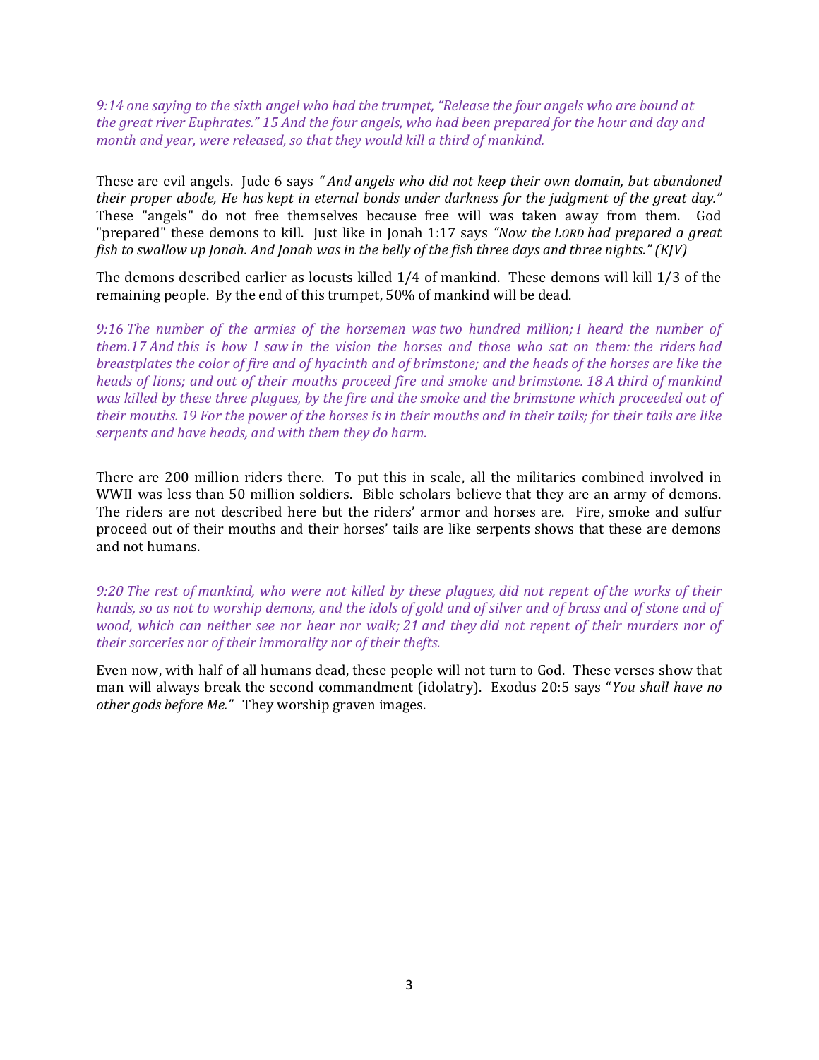*9:14 one saying to the sixth angel who had the trumpet, "Release the four angels who are bound at the great river Euphrates." 15 And the four angels, who had been prepared for the hour and day and month and year, were released, so that they would kill a third of mankind.*

These are evil angels. Jude 6 says *" And angels who did not keep their own domain, but abandoned their proper abode, He has kept in eternal bonds under darkness for the judgment of the great day."* These "angels" do not free themselves because free will was taken away from them. God "prepared" these demons to kill. Just like in Jonah 1:17 says *"Now the LORD had prepared a great fish to swallow up Jonah. And Jonah was in the belly of the fish three days and three nights." (KJV)*

The demons described earlier as locusts killed 1/4 of mankind. These demons will kill 1/3 of the remaining people. By the end of this trumpet, 50% of mankind will be dead.

*9:16 The number of the armies of the horsemen was two hundred million; I heard the number of them.17 And this is how I saw in the vision the horses and those who sat on them: the riders had breastplates the color of fire and of hyacinth and of brimstone; and the heads of the horses are like the heads of lions; and out of their mouths proceed fire and smoke and brimstone. 18 A third of mankind was killed by these three plagues, by the fire and the smoke and the brimstone which proceeded out of their mouths. 19 For the power of the horses is in their mouths and in their tails; for their tails are like serpents and have heads, and with them they do harm.*

There are 200 million riders there. To put this in scale, all the militaries combined involved in WWII was less than 50 million soldiers. Bible scholars believe that they are an army of demons. The riders are not described here but the riders' armor and horses are. Fire, smoke and sulfur proceed out of their mouths and their horses' tails are like serpents shows that these are demons and not humans.

*9:20 The rest of mankind, who were not killed by these plagues, did not repent of the works of their hands, so as not to worship demons, and the idols of gold and of silver and of brass and of stone and of wood, which can neither see nor hear nor walk; 21 and they did not repent of their murders nor of their sorceries nor of their immorality nor of their thefts.*

Even now, with half of all humans dead, these people will not turn to God. These verses show that man will always break the second commandment (idolatry). Exodus 20:5 says "*You shall have no other gods before Me."* They worship graven images.